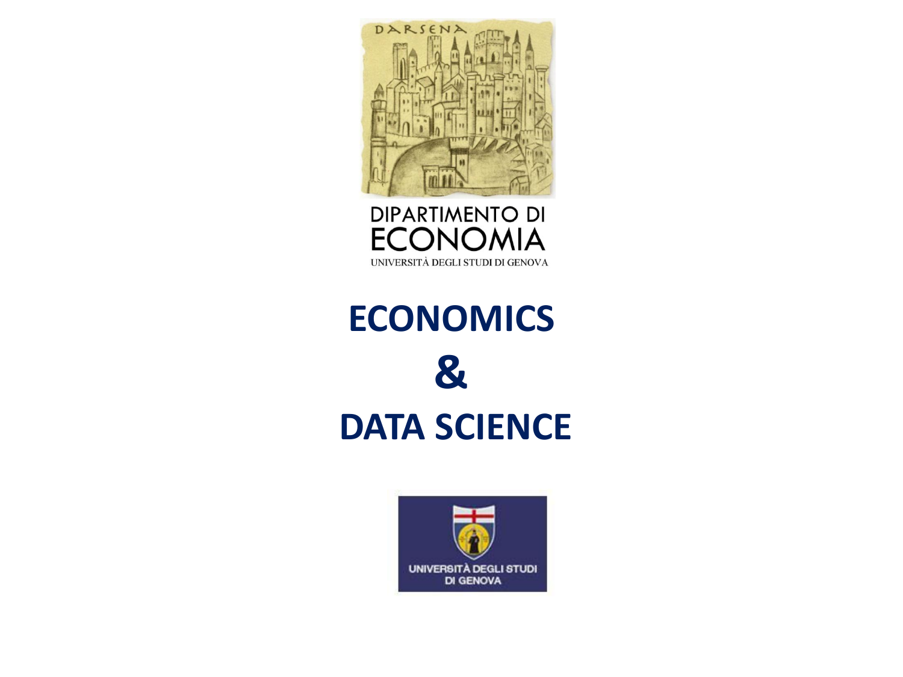DARSENA

DIPARTIMENTO DI
ECONOMIA
UNIVERSITÀ DEGLI STUDI DI GENOVA

# ECONOMICS
# &
# DATA SCIENCE

UNIVERSITÀ DEGLI STUDI
DI GENOVA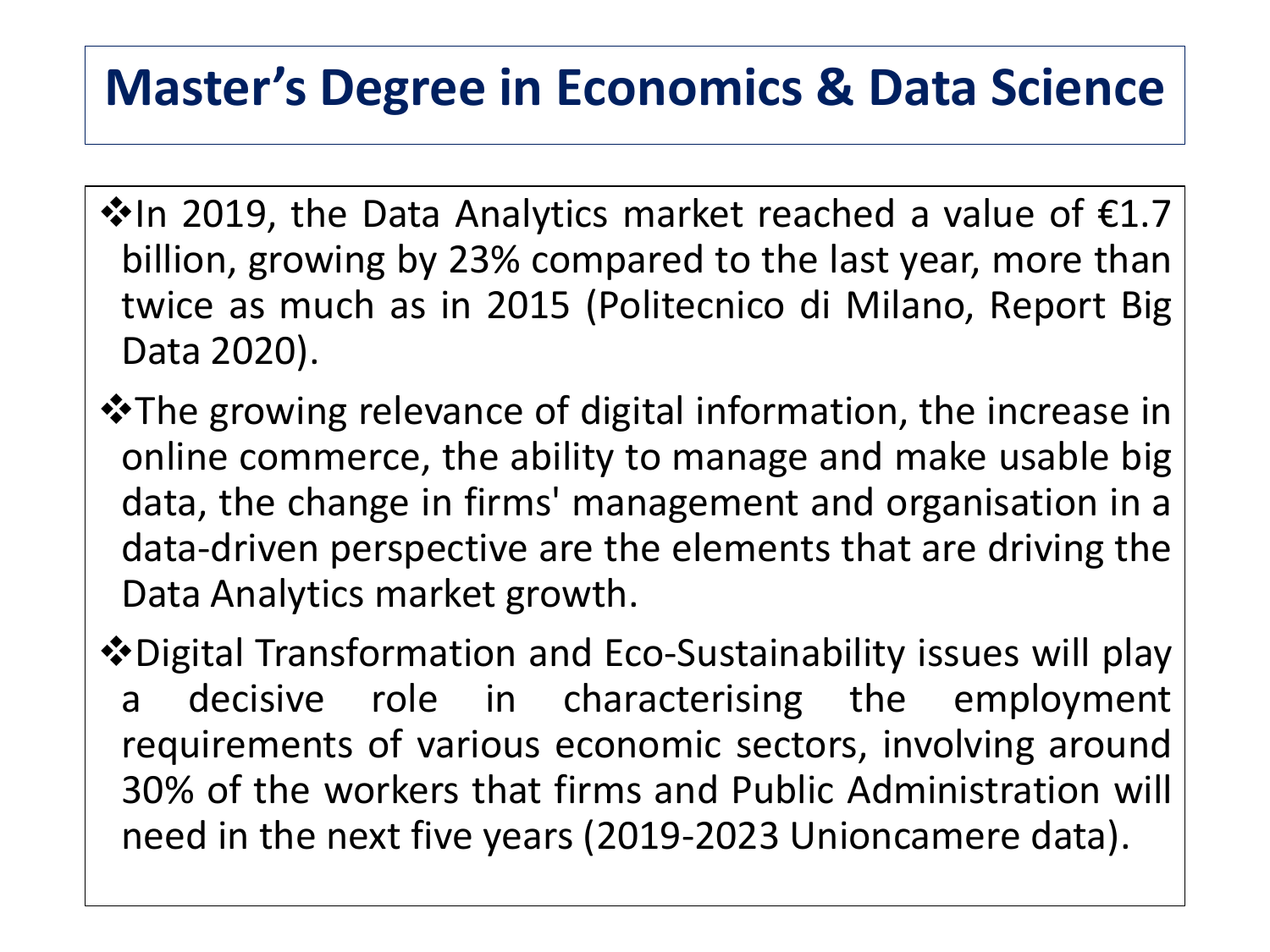# Master's Degree in Economics & Data Science

- In 2019, the Data Analytics market reached a value of €1.7 billion, growing by 23% compared to the last year, more than twice as much as in 2015 (Politecnico di Milano, Report Big Data 2020).
- The growing relevance of digital information, the increase in online commerce, the ability to manage and make usable big data, the change in firms' management and organisation in a data-driven perspective are the elements that are driving the Data Analytics market growth.
- Digital Transformation and Eco-Sustainability issues will play a decisive role in characterising the employment requirements of various economic sectors, involving around 30% of the workers that firms and Public Administration will need in the next five years (2019-2023 Unioncamere data).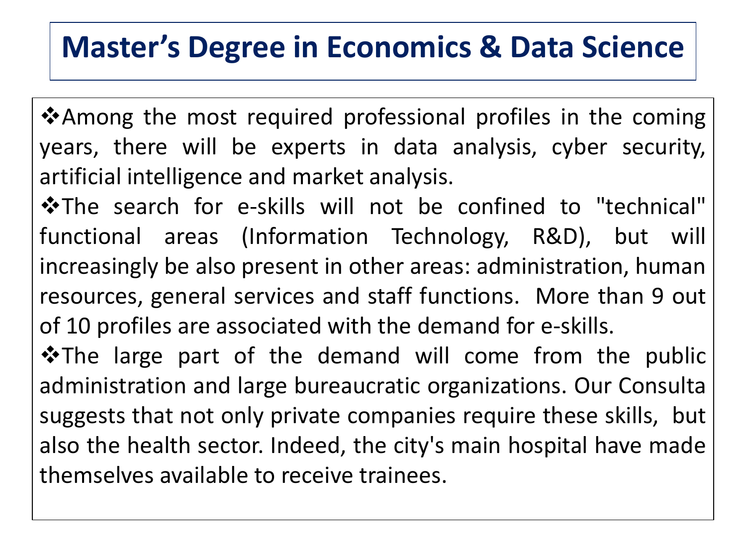# Master's Degree in Economics & Data Science

- Among the most required professional profiles in the coming years, there will be experts in data analysis, cyber security, artificial intelligence and market analysis.
- The search for e-skills will not be confined to "technical" functional areas (Information Technology, R&D), but will increasingly be also present in other areas: administration, human resources, general services and staff functions. More than 9 out of 10 profiles are associated with the demand for e-skills.
- The large part of the demand will come from the public administration and large bureaucratic organizations. Our Consulta suggests that not only private companies require these skills, but also the health sector. Indeed, the city's main hospital have made themselves available to receive trainees.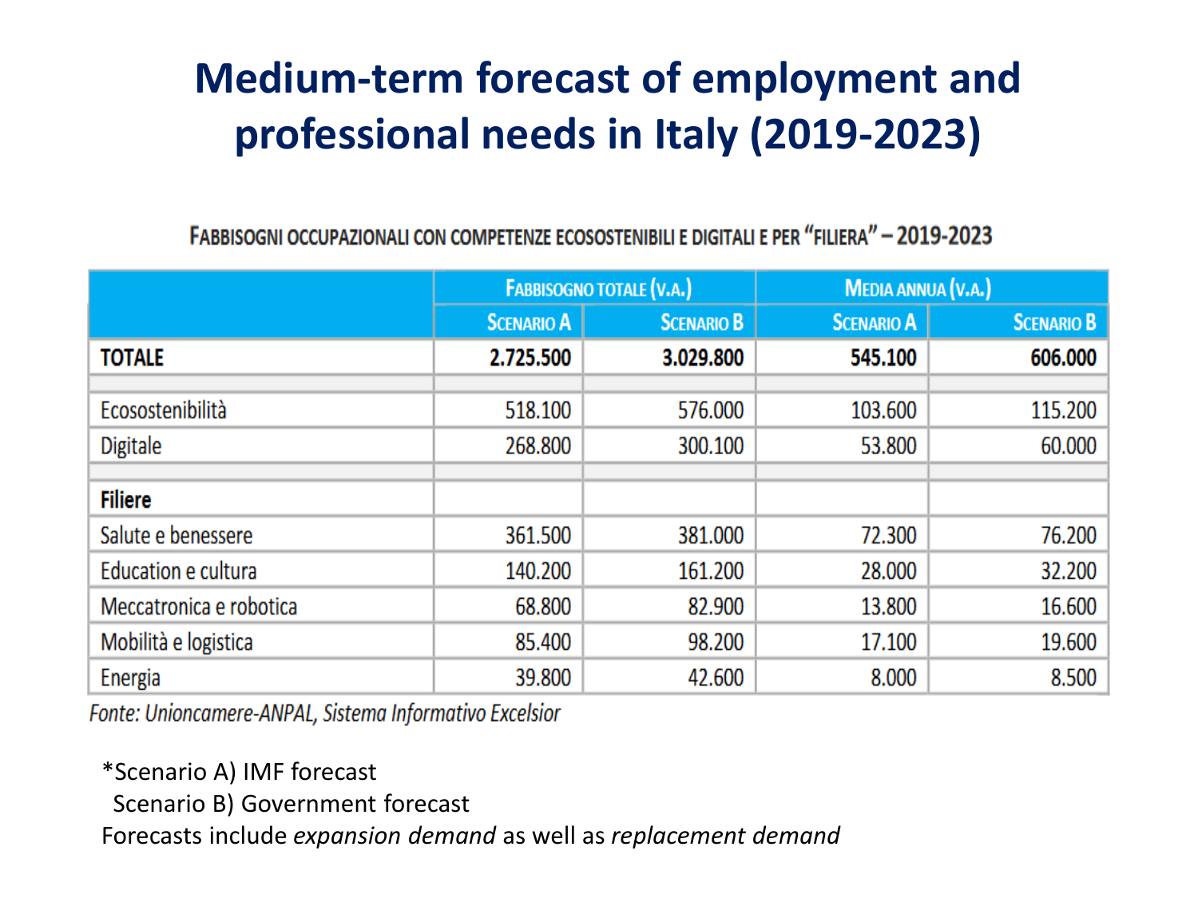# Medium-term forecast of employment and professional needs in Italy (2019-2023)

**FABBISOGNI OCCUPAZIONALI CON COMPETENZE ECOSOSTENIBILI E DIGITALI E PER "FILIERA" – 2019-2023**

| | Fabbisogno totale (v.a.) | | Media annua (v.a.) | |
|---|---|---|---|---|
| | Scenario A | Scenario B | Scenario A | Scenario B |
| **TOTALE** | **2.725.500** | **3.029.800** | **545.100** | **606.000** |
| | | | | |
| Ecosostenibilità | 518.100 | 576.000 | 103.600 | 115.200 |
| Digitale | 268.800 | 300.100 | 53.800 | 60.000 |
| | | | | |
| **Filiere** | | | | |
| Salute e benessere | 361.500 | 381.000 | 72.300 | 76.200 |
| Education e cultura | 140.200 | 161.200 | 28.000 | 32.200 |
| Meccatronica e robotica | 68.800 | 82.900 | 13.800 | 16.600 |
| Mobilità e logistica | 85.400 | 98.200 | 17.100 | 19.600 |
| Energia | 39.800 | 42.600 | 8.000 | 8.500 |

*Fonte: Unioncamere-ANPAL, Sistema Informativo Excelsior*

*Scenario A) IMF forecast
Scenario B) Government forecast
Forecasts include *expansion demand* as well as *replacement demand*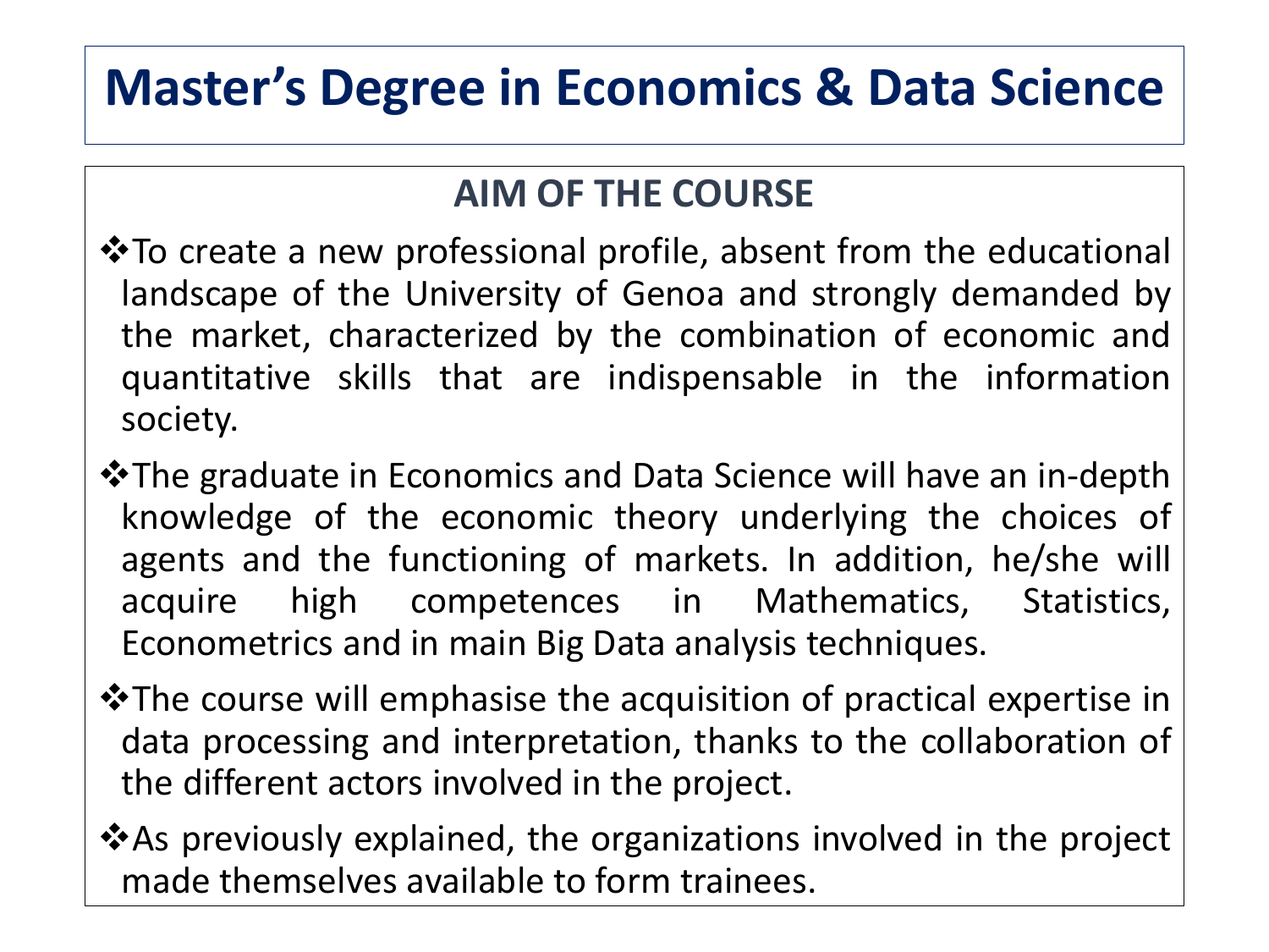# Master's Degree in Economics & Data Science

## AIM OF THE COURSE

- To create a new professional profile, absent from the educational landscape of the University of Genoa and strongly demanded by the market, characterized by the combination of economic and quantitative skills that are indispensable in the information society.
- The graduate in Economics and Data Science will have an in-depth knowledge of the economic theory underlying the choices of agents and the functioning of markets. In addition, he/she will acquire high competences in Mathematics, Statistics, Econometrics and in main Big Data analysis techniques.
- The course will emphasise the acquisition of practical expertise in data processing and interpretation, thanks to the collaboration of the different actors involved in the project.
- As previously explained, the organizations involved in the project made themselves available to form trainees.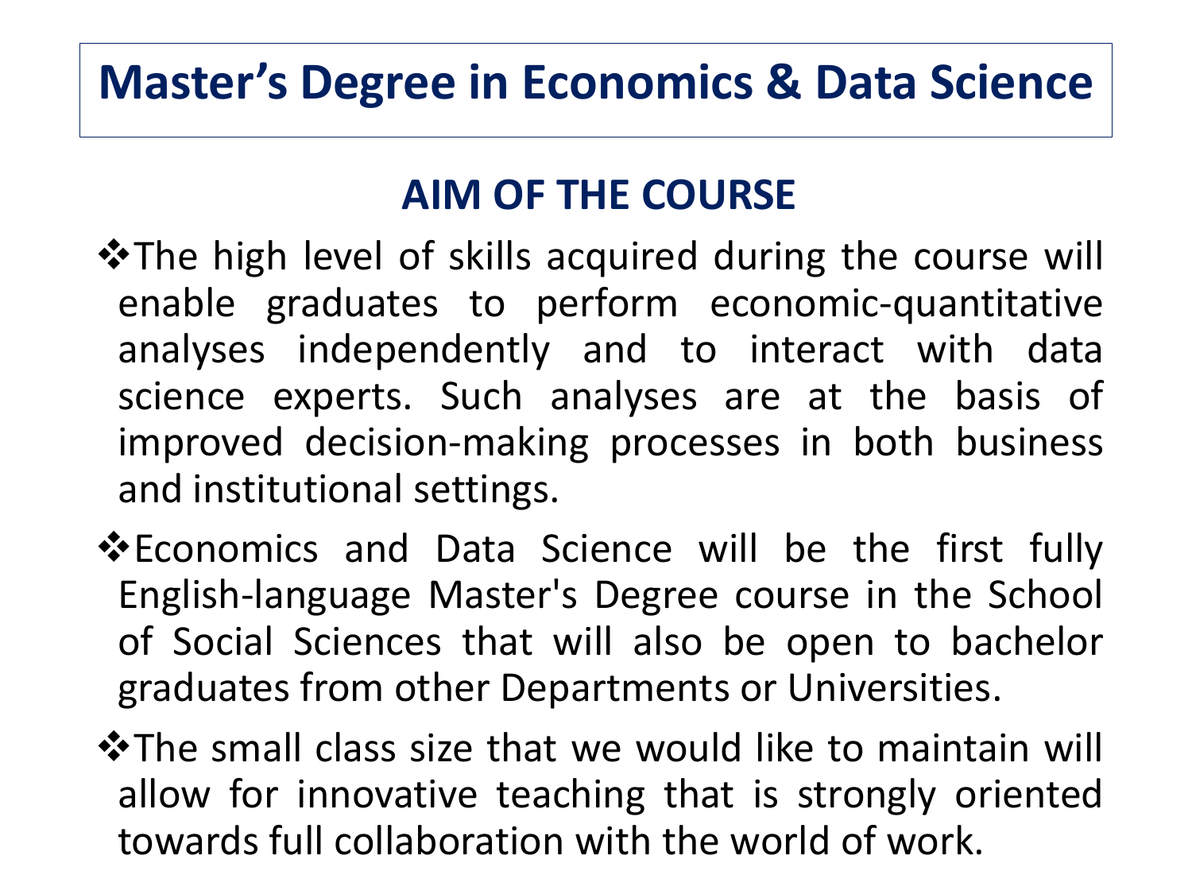# Master's Degree in Economics & Data Science

## AIM OF THE COURSE

- The high level of skills acquired during the course will enable graduates to perform economic-quantitative analyses independently and to interact with data science experts. Such analyses are at the basis of improved decision-making processes in both business and institutional settings.
- Economics and Data Science will be the first fully English-language Master's Degree course in the School of Social Sciences that will also be open to bachelor graduates from other Departments or Universities.
- The small class size that we would like to maintain will allow for innovative teaching that is strongly oriented towards full collaboration with the world of work.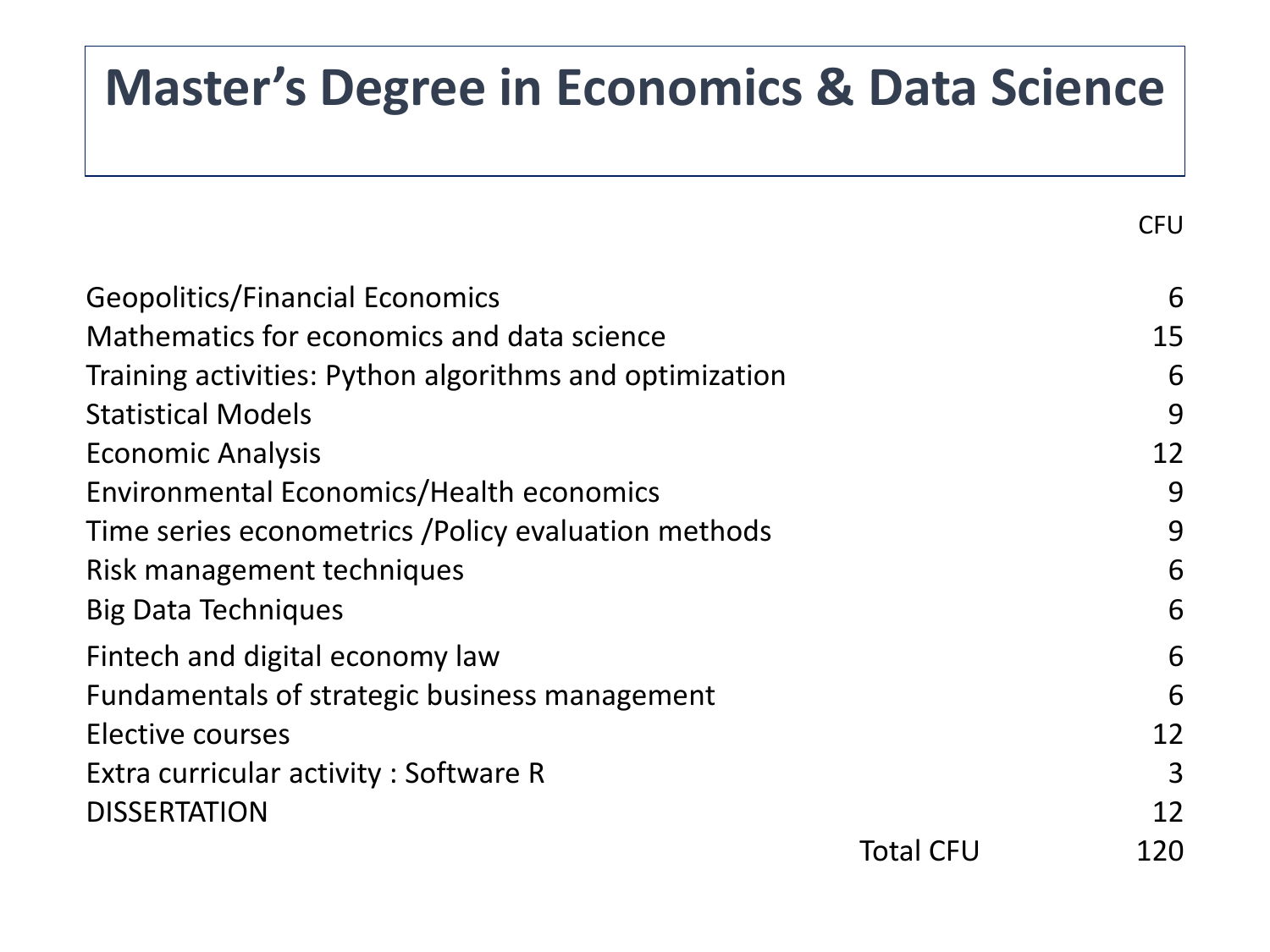# Master's Degree in Economics & Data Science

| | CFU |
|---|---|
| Geopolitics/Financial Economics | 6 |
| Mathematics for economics and data science | 15 |
| Training activities: Python algorithms and optimization | 6 |
| Statistical Models | 9 |
| Economic Analysis | 12 |
| Environmental Economics/Health economics | 9 |
| Time series econometrics /Policy evaluation methods | 9 |
| Risk management techniques | 6 |
| Big Data Techniques | 6 |
| Fintech and digital economy law | 6 |
| Fundamentals of strategic business management | 6 |
| Elective courses | 12 |
| Extra curricular activity : Software R | 3 |
| DISSERTATION | 12 |
| Total CFU | 120 |